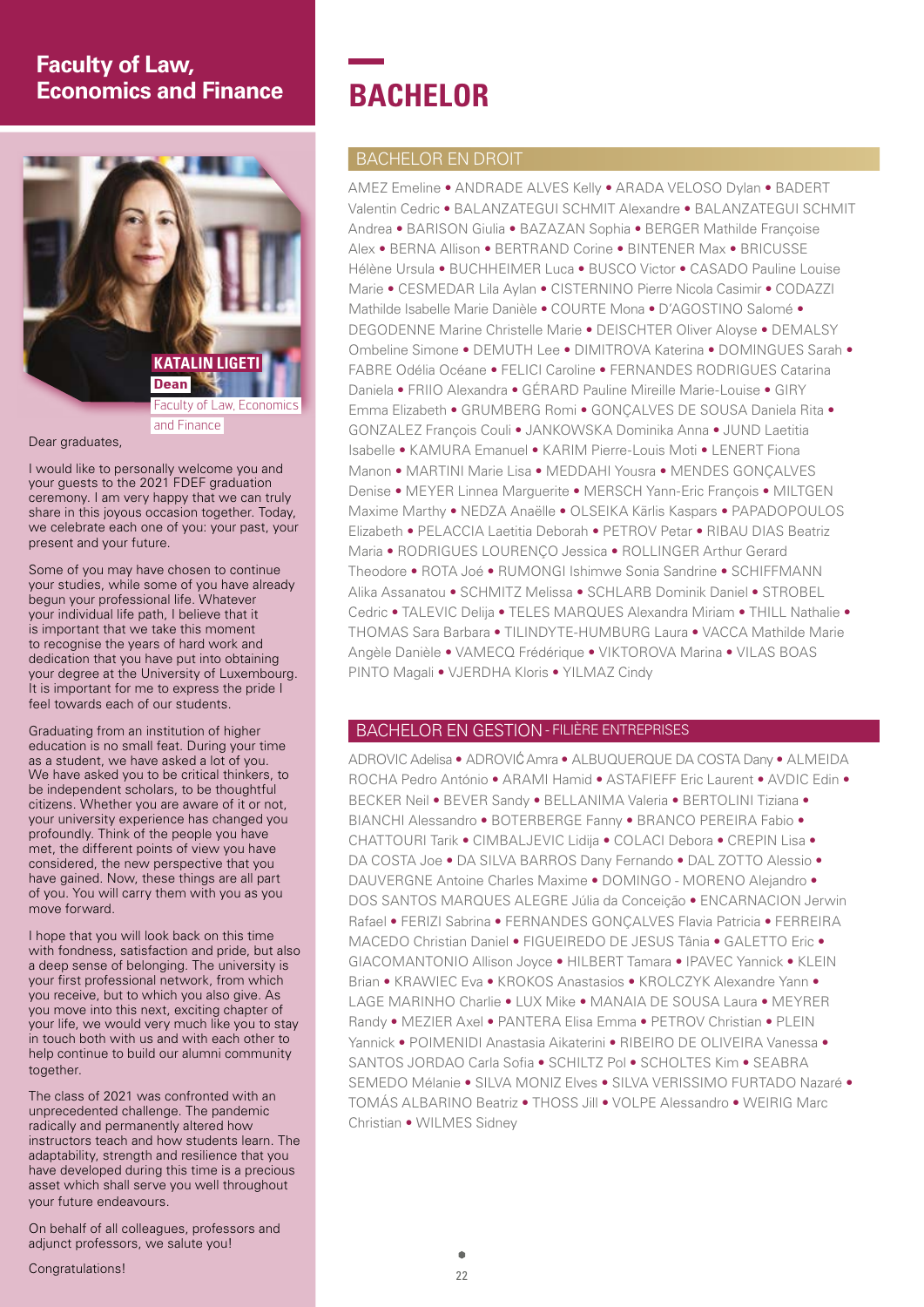# Faculty of Law, Economics and Finance

**KATALIN LIGETI**
**Dean**
Faculty of Law, Economics and Finance

Dear graduates,

I would like to personally welcome you and your guests to the 2021 FDEF graduation ceremony. I am very happy that we can truly share in this joyous occasion together. Today, we celebrate each one of you: your past, your present and your future.

Some of you may have chosen to continue your studies, while some of you have already begun your professional life. Whatever your individual life path, I believe that it is important that we take this moment to recognise the years of hard work and dedication that you have put into obtaining your degree at the University of Luxembourg. It is important for me to express the pride I feel towards each of our students.

Graduating from an institution of higher education is no small feat. During your time as a student, we have asked a lot of you. We have asked you to be critical thinkers, to be independent scholars, to be thoughtful citizens. Whether you are aware of it or not, your university experience has changed you profoundly. Think of the people you have met, the different points of view you have considered, the new perspective that you have gained. Now, these things are all part of you. You will carry them with you as you move forward.

I hope that you will look back on this time with fondness, satisfaction and pride, but also a deep sense of belonging. The university is your first professional network, from which you receive, but to which you also give. As you move into this next, exciting chapter of your life, we would very much like you to stay in touch both with us and with each other to help continue to build our alumni community together.

The class of 2021 was confronted with an unprecedented challenge. The pandemic radically and permanently altered how instructors teach and how students learn. The adaptability, strength and resilience that you have developed during this time is a precious asset which shall serve you well throughout your future endeavours.

On behalf of all colleagues, professors and adjunct professors, we salute you!

Congratulations!

# BACHELOR

## BACHELOR EN DROIT

AMEZ Emeline • ANDRADE ALVES Kelly • ARADA VELOSO Dylan • BADERT Valentin Cedric • BALANZATEGUI SCHMIT Alexandre • BALANZATEGUI SCHMIT Andrea • BARISON Giulia • BAZAZAN Sophia • BERGER Mathilde Françoise Alex • BERNA Allison • BERTRAND Corine • BINTENER Max • BRICUSSE Hélène Ursula • BUCHHEIMER Luca • BUSCO Victor • CASADO Pauline Louise Marie • CESMEDAR Lila Aylan • CISTERNINO Pierre Nicola Casimir • CODAZZI Mathilde Isabelle Marie Danièle • COURTE Mona • D'AGOSTINO Salomé • DEGODENNE Marine Christelle Marie • DEISCHTER Oliver Aloyse • DEMALSY Ombeline Simone • DEMUTH Lee • DIMITROVA Katerina • DOMINGUES Sarah • FABRE Odélia Océane • FELICI Caroline • FERNANDES RODRIGUES Catarina Daniela • FRIIO Alexandra • GÉRARD Pauline Mireille Marie-Louise • GIRY Emma Elizabeth • GRUMBERG Romi • GONÇALVES DE SOUSA Daniela Rita • GONZALEZ François Couli • JANKOWSKA Dominika Anna • JUND Laetitia Isabelle • KAMURA Emanuel • KARIM Pierre-Louis Moti • LENERT Fiona Manon • MARTINI Marie Lisa • MEDDAHI Yousra • MENDES GONÇALVES Denise • MEYER Linnea Marguerite • MERSCH Yann-Eric François • MILTGEN Maxime Marthy • NEDZA Anaëlle • OLSEIKA Kärlis Kaspars • PAPADOPOULOS Elizabeth • PELACCIA Laetitia Deborah • PETROV Petar • RIBAU DIAS Beatriz Maria • RODRIGUES LOURENÇO Jessica • ROLLINGER Arthur Gerard Theodore • ROTA Joé • RUMONGI Ishimwe Sonia Sandrine • SCHIFFMANN Alika Assanatou • SCHMITZ Melissa • SCHLARB Dominik Daniel • STROBEL Cedric • TALEVIC Delija • TELES MARQUES Alexandra Miriam • THILL Nathalie • THOMAS Sara Barbara • TILINDYTE-HUMBURG Laura • VACCA Mathilde Marie Angèle Danièle • VAMECQ Frédérique • VIKTOROVA Marina • VILAS BOAS PINTO Magali • VJERDHA Kloris • YILMAZ Cindy

## BACHELOR EN GESTION - FILIÈRE ENTREPRISES

ADROVIC Adelisa • ADROVIĆ Amra • ALBUQUERQUE DA COSTA Dany • ALMEIDA ROCHA Pedro António • ARAMI Hamid • ASTAFIEFF Eric Laurent • AVDIC Edin • BECKER Neil • BEVER Sandy • BELLANIMA Valeria • BERTOLINI Tiziana • BIANCHI Alessandro • BOTERBERGE Fanny • BRANCO PEREIRA Fabio • CHATTOURI Tarik • CIMBALJEVIC Lidija • COLACI Debora • CREPIN Lisa • DA COSTA Joe • DA SILVA BARROS Dany Fernando • DAL ZOTTO Alessio • DAUVERGNE Antoine Charles Maxime • DOMINGO - MORENO Alejandro • DOS SANTOS MARQUES ALEGRE Júlia da Conceição • ENCARNACION Jerwin Rafael • FERIZI Sabrina • FERNANDES GONÇALVES Flavia Patricia • FERREIRA MACEDO Christian Daniel • FIGUEIREDO DE JESUS Tânia • GALETTO Eric • GIACOMANTONIO Allison Joyce • HILBERT Tamara • IPAVEC Yannick • KLEIN Brian • KRAWIEC Eva • KROKOS Anastasios • KROLCZYK Alexandre Yann • LAGE MARINHO Charlie • LUX Mike • MANAIA DE SOUSA Laura • MEYRER Randy • MEZIER Axel • PANTERA Elisa Emma • PETROV Christian • PLEIN Yannick • POIMENIDI Anastasia Aikaterini • RIBEIRO DE OLIVEIRA Vanessa • SANTOS JORDAO Carla Sofia • SCHILTZ Pol • SCHOLTES Kim • SEABRA SEMEDO Mélanie • SILVA MONIZ Elves • SILVA VERISSIMO FURTADO Nazaré • TOMÁS ALBARINO Beatriz • THOSS Jill • VOLPE Alessandro • WEIRIG Marc Christian • WILMES Sidney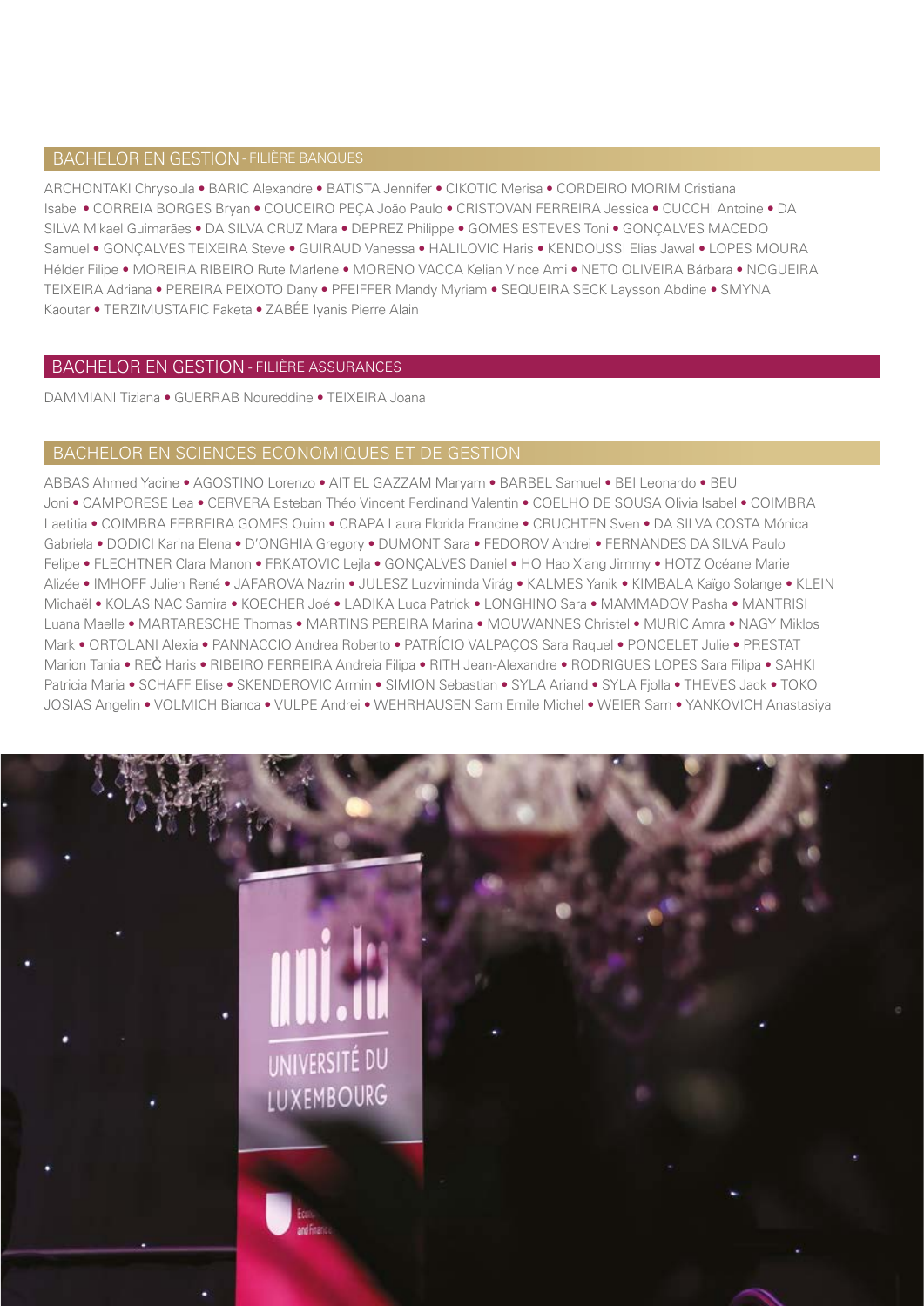## BACHELOR EN GESTION - FILIÈRE BANQUES

ARCHONTAKI Chrysoula • BARIC Alexandre • BATISTA Jennifer • CIKOTIC Merisa • CORDEIRO MORIM Cristiana Isabel • CORREIA BORGES Bryan • COUCEIRO PEÇA João Paulo • CRISTOVAN FERREIRA Jessica • CUCCHI Antoine • DA SILVA Mikael Guimarães • DA SILVA CRUZ Mara • DEPREZ Philippe • GOMES ESTEVES Toni • GONÇALVES MACEDO Samuel • GONÇALVES TEIXEIRA Steve • GUIRAUD Vanessa • HALILOVIC Haris • KENDOUSSI Elias Jawal • LOPES MOURA Hélder Filipe • MOREIRA RIBEIRO Rute Marlene • MORENO VACCA Kelian Vince Ami • NETO OLIVEIRA Bárbara • NOGUEIRA TEIXEIRA Adriana • PEREIRA PEIXOTO Dany • PFEIFFER Mandy Myriam • SEQUEIRA SECK Laysson Abdine • SMYNA Kaoutar • TERZIMUSTAFIC Faketa • ZABÉE Iyanis Pierre Alain

## BACHELOR EN GESTION - FILIÈRE ASSURANCES

DAMMIANI Tiziana • GUERRAB Noureddine • TEIXEIRA Joana

## BACHELOR EN SCIENCES ECONOMIQUES ET DE GESTION

ABBAS Ahmed Yacine • AGOSTINO Lorenzo • AIT EL GAZZAM Maryam • BARBEL Samuel • BEI Leonardo • BEU Joni • CAMPORESE Lea • CERVERA Esteban Théo Vincent Ferdinand Valentin • COELHO DE SOUSA Olivia Isabel • COIMBRA Laetitia • COIMBRA FERREIRA GOMES Quim • CRAPA Laura Florida Francine • CRUCHTEN Sven • DA SILVA COSTA Mónica Gabriela • DODICI Karina Elena • D'ONGHIA Gregory • DUMONT Sara • FEDOROV Andrei • FERNANDES DA SILVA Paulo Felipe • FLECHTNER Clara Manon • FRKATOVIC Lejla • GONÇALVES Daniel • HO Hao Xiang Jimmy • HOTZ Océane Marie Alizée • IMHOFF Julien René • JAFAROVA Nazrin • JULESZ Luzviminda Virág • KALMES Yanik • KIMBALA Kaïgo Solange • KLEIN Michaël • KOLASINAC Samira • KOECHER Joé • LADIKA Luca Patrick • LONGHINO Sara • MAMMADOV Pasha • MANTRISI Luana Maelle • MARTARESCHE Thomas • MARTINS PEREIRA Marina • MOUWANNES Christel • MURIC Amra • NAGY Miklos Mark • ORTOLANI Alexia • PANNACCIO Andrea Roberto • PATRÍCIO VALPAÇOS Sara Raquel • PONCELET Julie • PRESTAT Marion Tania • REČ Haris • RIBEIRO FERREIRA Andreia Filipa • RITH Jean-Alexandre • RODRIGUES LOPES Sara Filipa • SAHKI Patricia Maria • SCHAFF Elise • SKENDEROVIC Armin • SIMION Sebastian • SYLA Ariand • SYLA Fjolla • THEVES Jack • TOKO JOSIAS Angelin • VOLMICH Bianca • VULPE Andrei • WEHRHAUSEN Sam Emile Michel • WEIER Sam • YANKOVICH Anastasiya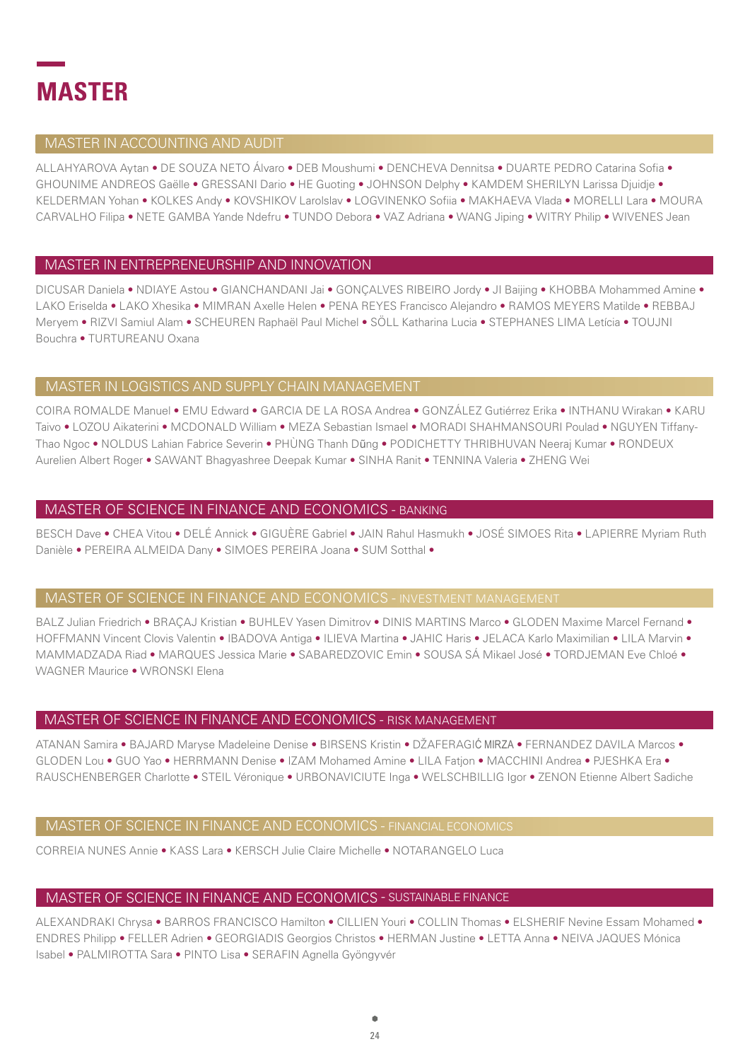# MASTER

## MASTER IN ACCOUNTING AND AUDIT

ALLAHYAROVA Aytan • DE SOUZA NETO Álvaro • DEB Moushumi • DENCHEVA Dennitsa • DUARTE PEDRO Catarina Sofia • GHOUNIME ANDREOS Gaëlle • GRESSANI Dario • HE Guoting • JOHNSON Delphy • KAMDEM SHERILYN Larissa Djuidje • KELDERMAN Yohan • KOLKES Andy • KOVSHIKOV Larolslav • LOGVINENKO Sofiia • MAKHAEVA Vlada • MORELLI Lara • MOURA CARVALHO Filipa • NETE GAMBA Yande Ndefru • TUNDO Debora • VAZ Adriana • WANG Jiping • WITRY Philip • WIVENES Jean

## MASTER IN ENTREPRENEURSHIP AND INNOVATION

DICUSAR Daniela • NDIAYE Astou • GIANCHANDANI Jai • GONÇALVES RIBEIRO Jordy • JI Baijing • KHOBBA Mohammed Amine • LAKO Eriselda • LAKO Xhesika • MIMRAN Axelle Helen • PENA REYES Francisco Alejandro • RAMOS MEYERS Matilde • REBBAJ Meryem • RIZVI Samiul Alam • SCHEUREN Raphaël Paul Michel • SÖLL Katharina Lucia • STEPHANES LIMA Letícia • TOUJNI Bouchra • TURTUREANU Oxana

## MASTER IN LOGISTICS AND SUPPLY CHAIN MANAGEMENT

COIRA ROMALDE Manuel • EMU Edward • GARCIA DE LA ROSA Andrea • GONZÁLEZ Gutiérrez Erika • INTHANU Wirakan • KARU Taivo • LOZOU Aikaterini • MCDONALD William • MEZA Sebastian Ismael • MORADI SHAHMANSOURI Poulad • NGUYEN Tiffany-Thao Ngoc • NOLDUS Lahian Fabrice Severin • PHÙNG Thanh Dũng • PODICHETTY THRIBHUVAN Neeraj Kumar • RONDEUX Aurelien Albert Roger • SAWANT Bhagyashree Deepak Kumar • SINHA Ranit • TENNINA Valeria • ZHENG Wei

## MASTER OF SCIENCE IN FINANCE AND ECONOMICS - BANKING

BESCH Dave • CHEA Vitou • DELÉ Annick • GIGUÈRE Gabriel • JAIN Rahul Hasmukh • JOSÉ SIMOES Rita • LAPIERRE Myriam Ruth Danièle • PEREIRA ALMEIDA Dany • SIMOES PEREIRA Joana • SUM Sotthal •

## MASTER OF SCIENCE IN FINANCE AND ECONOMICS - INVESTMENT MANAGEMENT

BALZ Julian Friedrich • BRAÇAJ Kristian • BUHLEV Yasen Dimitrov • DINIS MARTINS Marco • GLODEN Maxime Marcel Fernand • HOFFMANN Vincent Clovis Valentin • IBADOVA Antiga • ILIEVA Martina • JAHIC Haris • JELACA Karlo Maximilian • LILA Marvin • MAMMADZADA Riad • MARQUES Jessica Marie • SABAREDZOVIC Emin • SOUSA SÁ Mikael José • TORDJEMAN Eve Chloé • WAGNER Maurice • WRONSKI Elena

## MASTER OF SCIENCE IN FINANCE AND ECONOMICS - RISK MANAGEMENT

ATANAN Samira • BAJARD Maryse Madeleine Denise • BIRSENS Kristin • DŽAFERAGIĆ MIRZA • FERNANDEZ DAVILA Marcos • GLODEN Lou • GUO Yao • HERRMANN Denise • IZAM Mohamed Amine • LILA Fatjon • MACCHINI Andrea • PJESHKA Era • RAUSCHENBERGER Charlotte • STEIL Véronique • URBONAVICIUTE Inga • WELSCHBILLIG Igor • ZENON Etienne Albert Sadiche

## MASTER OF SCIENCE IN FINANCE AND ECONOMICS - FINANCIAL ECONOMICS

CORREIA NUNES Annie • KASS Lara • KERSCH Julie Claire Michelle • NOTARANGELO Luca

## MASTER OF SCIENCE IN FINANCE AND ECONOMICS - SUSTAINABLE FINANCE

ALEXANDRAKI Chrysa • BARROS FRANCISCO Hamilton • CILLIEN Youri • COLLIN Thomas • ELSHERIF Nevine Essam Mohamed • ENDRES Philipp • FELLER Adrien • GEORGIADIS Georgios Christos • HERMAN Justine • LETTA Anna • NEIVA JAQUES Mónica Isabel • PALMIROTTA Sara • PINTO Lisa • SERAFIN Agnella Gyöngyvér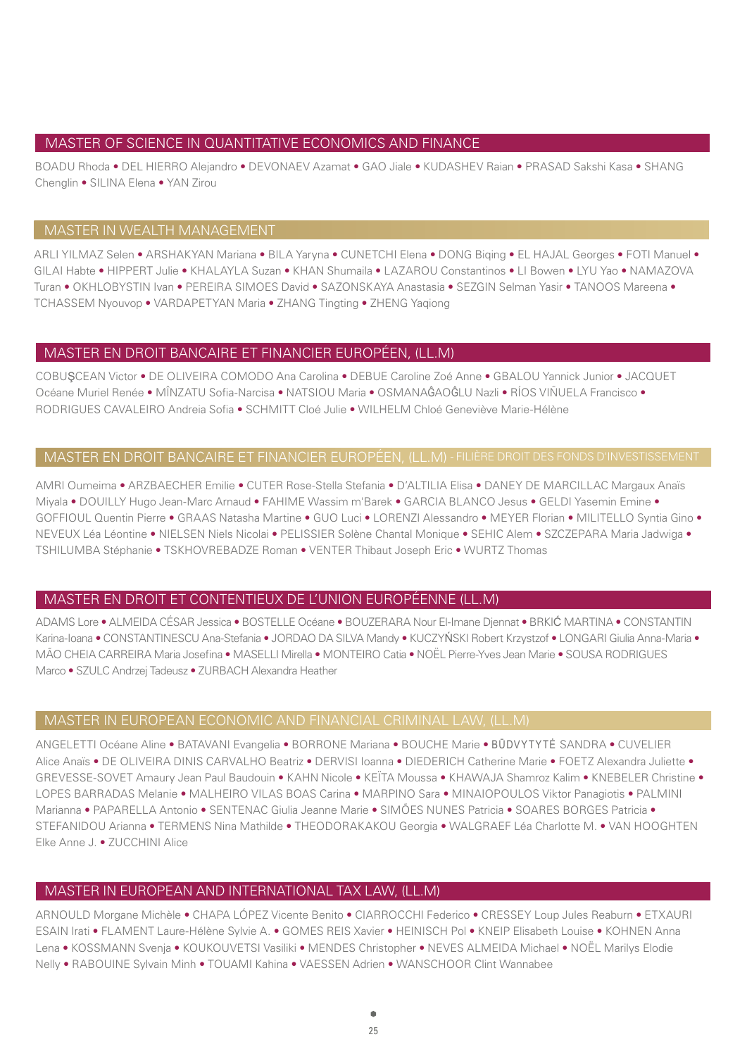## MASTER OF SCIENCE IN QUANTITATIVE ECONOMICS AND FINANCE

BOADU Rhoda • DEL HIERRO Alejandro • DEVONAEV Azamat • GAO Jiale • KUDASHEV Raian • PRASAD Sakshi Kasa • SHANG Chenglin • SILINA Elena • YAN Zirou

## MASTER IN WEALTH MANAGEMENT

ARLI YILMAZ Selen • ARSHAKYAN Mariana • BILA Yaryna • CUNETCHI Elena • DONG Biqing • EL HAJAL Georges • FOTI Manuel • GILAI Habte • HIPPERT Julie • KHALAYLA Suzan • KHAN Shumaila • LAZAROU Constantinos • LI Bowen • LYU Yao • NAMAZOVA Turan • OKHLOBYSTIN Ivan • PEREIRA SIMOES David • SAZONSKAYA Anastasia • SEZGIN Selman Yasir • TANOOS Mareena • TCHASSEM Nyouvop • VARDAPETYAN Maria • ZHANG Tingting • ZHENG Yaqiong

## MASTER EN DROIT BANCAIRE ET FINANCIER EUROPÉEN, (LL.M)

COBUŞCEAN Victor • DE OLIVEIRA COMODO Ana Carolina • DEBUE Caroline Zoé Anne • GBALOU Yannick Junior • JACQUET Océane Muriel Renée • MÎNZATU Sofia-Narcisa • NATSIOU Maria • OSMANAĜAOĜLU Nazli • RÍOS VIÑUELA Francisco • RODRIGUES CAVALEIRO Andreia Sofia • SCHMITT Cloé Julie • WILHELM Chloé Geneviève Marie-Hélène

## MASTER EN DROIT BANCAIRE ET FINANCIER EUROPÉEN, (LL.M) - FILIÈRE DROIT DES FONDS D'INVESTISSEMENT

AMRI Oumeima • ARZBAECHER Emilie • CUTER Rose-Stella Stefania • D'ALTILIA Elisa • DANEY DE MARCILLAC Margaux Anaïs Miyala • DOUILLY Hugo Jean-Marc Arnaud • FAHIME Wassim m'Barek • GARCIA BLANCO Jesus • GELDI Yasemin Emine • GOFFIOUL Quentin Pierre • GRAAS Natasha Martine • GUO Luci • LORENZI Alessandro • MEYER Florian • MILITELLO Syntia Gino • NEVEUX Léa Léontine • NIELSEN Niels Nicolai • PELISSIER Solène Chantal Monique • SEHIC Alem • SZCZEPARA Maria Jadwiga • TSHILUMBA Stéphanie • TSKHOVREBADZE Roman • VENTER Thibaut Joseph Eric • WURTZ Thomas

## MASTER EN DROIT ET CONTENTIEUX DE L'UNION EUROPÉENNE (LL.M)

ADAMS Lore • ALMEIDA CÉSAR Jessica • BOSTELLE Océane • BOUZERARA Nour El-Imane Djennat • BRKIĆ MARTINA • CONSTANTIN Karina-Ioana • CONSTANTINESCU Ana-Stefania • JORDAO DA SILVA Mandy • KUCZYŃSKI Robert Krzystzof • LONGARI Giulia Anna-Maria • MÃO CHEIA CARREIRA Maria Josefina • MASELLI Mirella • MONTEIRO Catia • NOËL Pierre-Yves Jean Marie • SOUSA RODRIGUES Marco • SZULC Andrzej Tadeusz • ZURBACH Alexandra Heather

## MASTER IN EUROPEAN ECONOMIC AND FINANCIAL CRIMINAL LAW, (LL.M)

ANGELETTI Océane Aline • BATAVANI Evangelia • BORRONE Mariana • BOUCHE Marie • BŪDVYTYTĖ SANDRA • CUVELIER Alice Anaïs • DE OLIVEIRA DINIS CARVALHO Beatriz • DERVISI Ioanna • DIEDERICH Catherine Marie • FOETZ Alexandra Juliette • GREVESSE-SOVET Amaury Jean Paul Baudouin • KAHN Nicole • KEÏTA Moussa • KHAWAJA Shamroz Kalim • KNEBELER Christine • LOPES BARRADAS Melanie • MALHEIRO VILAS BOAS Carina • MARPINO Sara • MINAIOPOULOS Viktor Panagiotis • PALMINI Marianna • PAPARELLA Antonio • SENTENAC Giulia Jeanne Marie • SIMÕES NUNES Patricia • SOARES BORGES Patricia • STEFANIDOU Arianna • TERMENS Nina Mathilde • THEODORAKAKOU Georgia • WALGRAEF Léa Charlotte M. • VAN HOOGHTEN Elke Anne J. • ZUCCHINI Alice

## MASTER IN EUROPEAN AND INTERNATIONAL TAX LAW, (LL.M)

ARNOULD Morgane Michèle • CHAPA LÓPEZ Vicente Benito • CIARROCCHI Federico • CRESSEY Loup Jules Reaburn • ETXAURI ESAIN Irati • FLAMENT Laure-Hélène Sylvie A. • GOMES REIS Xavier • HEINISCH Pol • KNEIP Elisabeth Louise • KOHNEN Anna Lena • KOSSMANN Svenja • KOUKOUVETSI Vasiliki • MENDES Christopher • NEVES ALMEIDA Michael • NOËL Marilys Elodie Nelly • RABOUINE Sylvain Minh • TOUAMI Kahina • VAESSEN Adrien • WANSCHOOR Clint Wannabee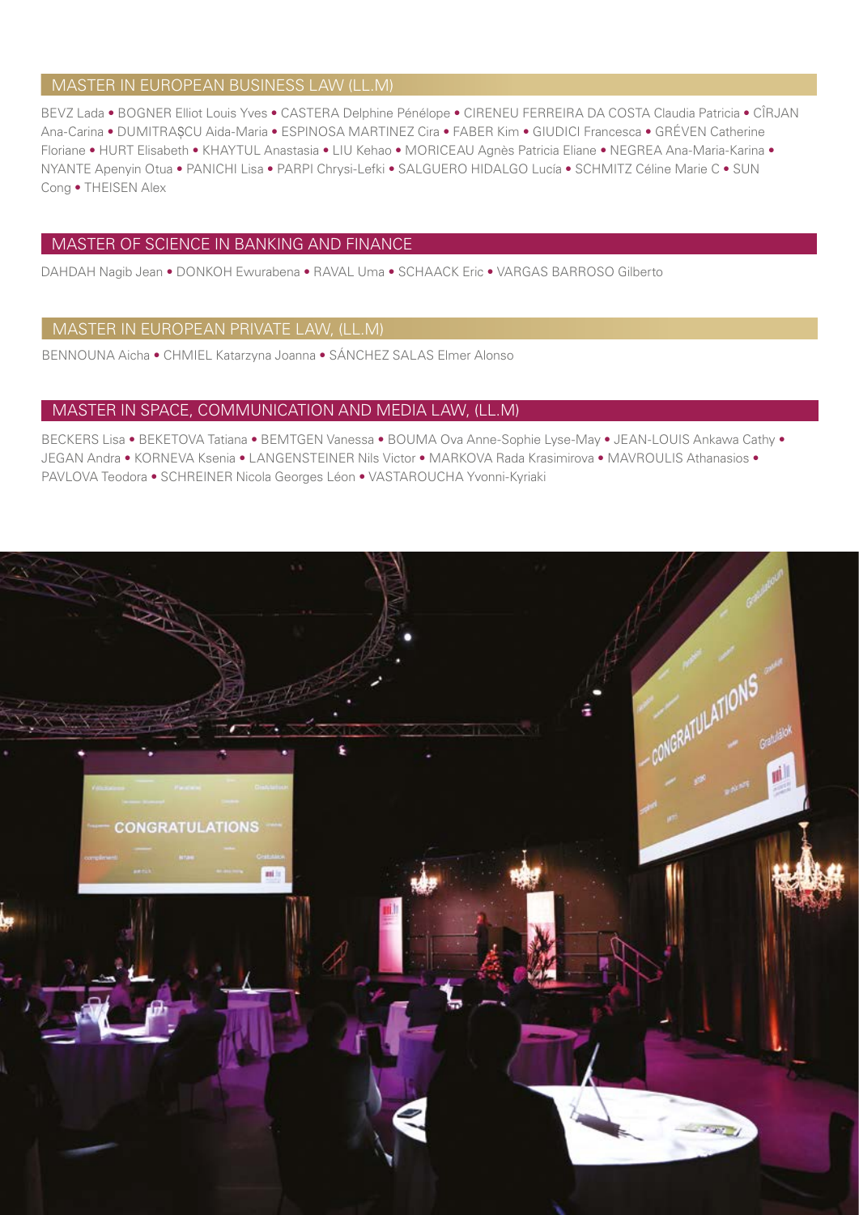## MASTER IN EUROPEAN BUSINESS LAW (LL.M)

BEVZ Lada • BOGNER Elliot Louis Yves • CASTERA Delphine Pénélope • CIRENEU FERREIRA DA COSTA Claudia Patricia • CÎRJAN Ana-Carina • DUMITRAȘCU Aida-Maria • ESPINOSA MARTINEZ Cira • FABER Kim • GIUDICI Francesca • GRÉVEN Catherine Floriane • HURT Elisabeth • KHAYTUL Anastasia • LIU Kehao • MORICEAU Agnès Patricia Eliane • NEGREA Ana-Maria-Karina • NYANTE Apenyin Otua • PANICHI Lisa • PARPI Chrysi-Lefki • SALGUERO HIDALGO Lucía • SCHMITZ Céline Marie C • SUN Cong • THEISEN Alex

## MASTER OF SCIENCE IN BANKING AND FINANCE

DAHDAH Nagib Jean • DONKOH Ewurabena • RAVAL Uma • SCHAACK Eric • VARGAS BARROSO Gilberto

## MASTER IN EUROPEAN PRIVATE LAW, (LL.M)

BENNOUNA Aicha • CHMIEL Katarzyna Joanna • SÁNCHEZ SALAS Elmer Alonso

## MASTER IN SPACE, COMMUNICATION AND MEDIA LAW, (LL.M)

BECKERS Lisa • BEKETOVA Tatiana • BEMTGEN Vanessa • BOUMA Ova Anne-Sophie Lyse-May • JEAN-LOUIS Ankawa Cathy • JEGAN Andra • KORNEVA Ksenia • LANGENSTEINER Nils Victor • MARKOVA Rada Krasimirova • MAVROULIS Athanasios • PAVLOVA Teodora • SCHREINER Nicola Georges Léon • VASTAROUCHA Yvonni-Kyriaki